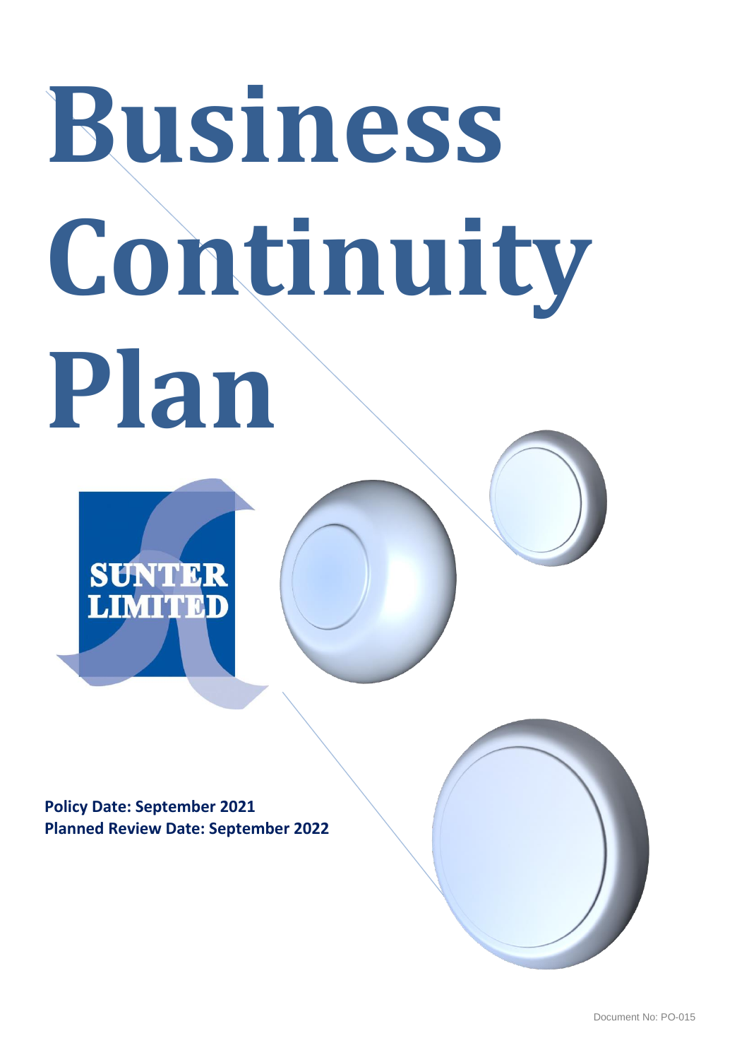# Business Continuity Plan

SUNTER LIMITED

**Policy Date: September 2021**
**Planned Review Date: September 2022**

Document No: PO-015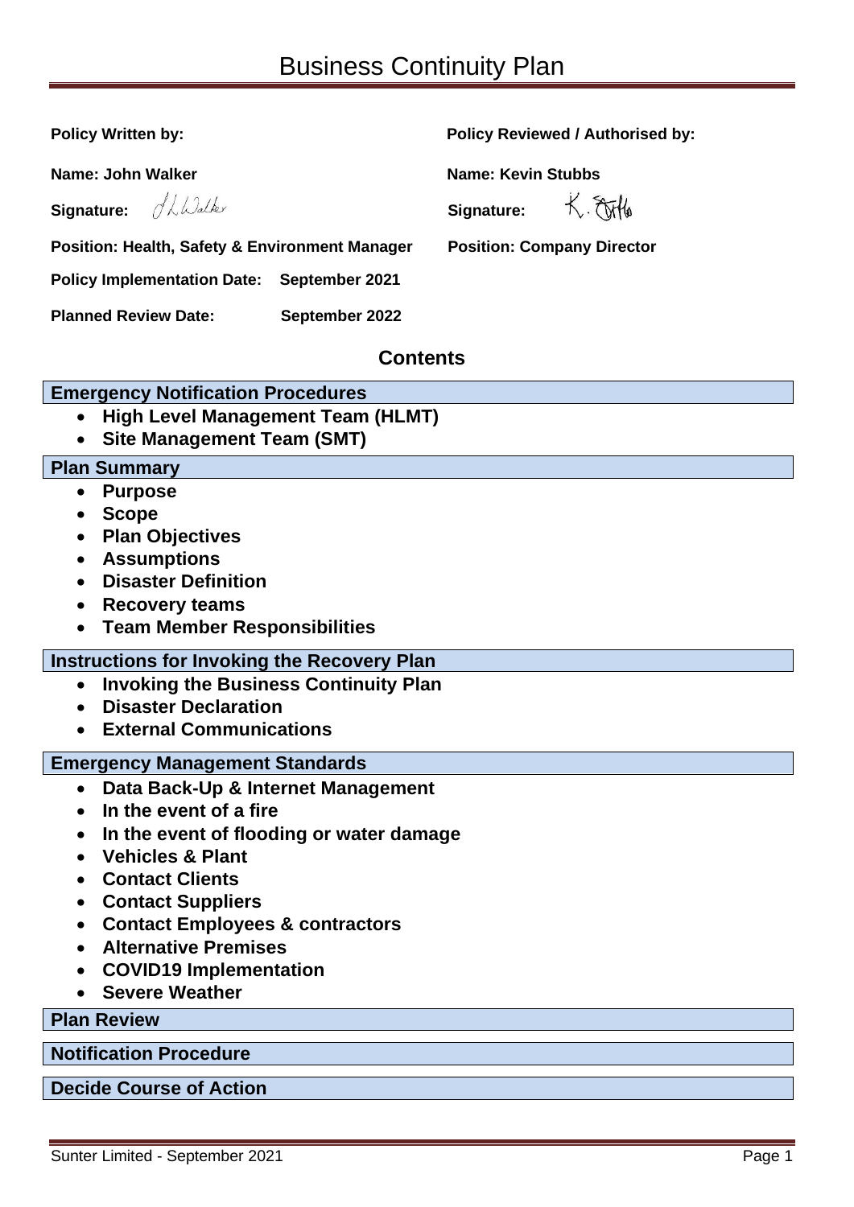# Business Continuity Plan

| **Policy Written by:** | **Policy Reviewed / Authorised by:** |
|---|---|
| **Name: John Walker** | **Name: Kevin Stubbs** |
| **Signature:** J L Walker | **Signature:** K. Stubbs |
| **Position: Health, Safety & Environment Manager** | **Position: Company Director** |

**Policy Implementation Date:** **September 2021**

**Planned Review Date:** **September 2022**

## Contents

**Emergency Notification Procedures**

- **High Level Management Team (HLMT)**
- **Site Management Team (SMT)**

**Plan Summary**

- **Purpose**
- **Scope**
- **Plan Objectives**
- **Assumptions**
- **Disaster Definition**
- **Recovery teams**
- **Team Member Responsibilities**

**Instructions for Invoking the Recovery Plan**

- **Invoking the Business Continuity Plan**
- **Disaster Declaration**
- **External Communications**

**Emergency Management Standards**

- **Data Back-Up & Internet Management**
- **In the event of a fire**
- **In the event of flooding or water damage**
- **Vehicles & Plant**
- **Contact Clients**
- **Contact Suppliers**
- **Contact Employees & contractors**
- **Alternative Premises**
- **COVID19 Implementation**
- **Severe Weather**

**Plan Review**

**Notification Procedure**

**Decide Course of Action**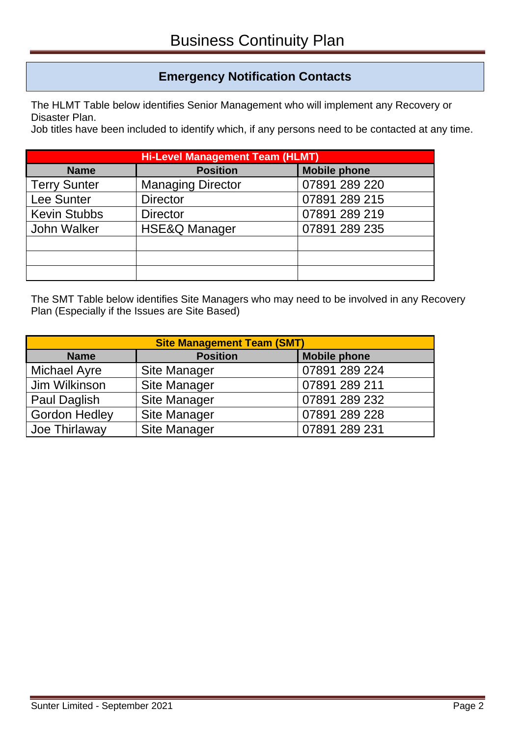## Emergency Notification Contacts

The HLMT Table below identifies Senior Management who will implement any Recovery or Disaster Plan.
Job titles have been included to identify which, if any persons need to be contacted at any time.

| Hi-Level Management Team (HLMT) | | |
|---|---|---|
| **Name** | **Position** | **Mobile phone** |
| Terry Sunter | Managing Director | 07891 289 220 |
| Lee Sunter | Director | 07891 289 215 |
| Kevin Stubbs | Director | 07891 289 219 |
| John Walker | HSE&Q Manager | 07891 289 235 |
| | | |
| | | |
| | | |

The SMT Table below identifies Site Managers who may need to be involved in any Recovery Plan (Especially if the Issues are Site Based)

| Site Management Team (SMT) | | |
|---|---|---|
| **Name** | **Position** | **Mobile phone** |
| Michael Ayre | Site Manager | 07891 289 224 |
| Jim Wilkinson | Site Manager | 07891 289 211 |
| Paul Daglish | Site Manager | 07891 289 232 |
| Gordon Hedley | Site Manager | 07891 289 228 |
| Joe Thirlaway | Site Manager | 07891 289 231 |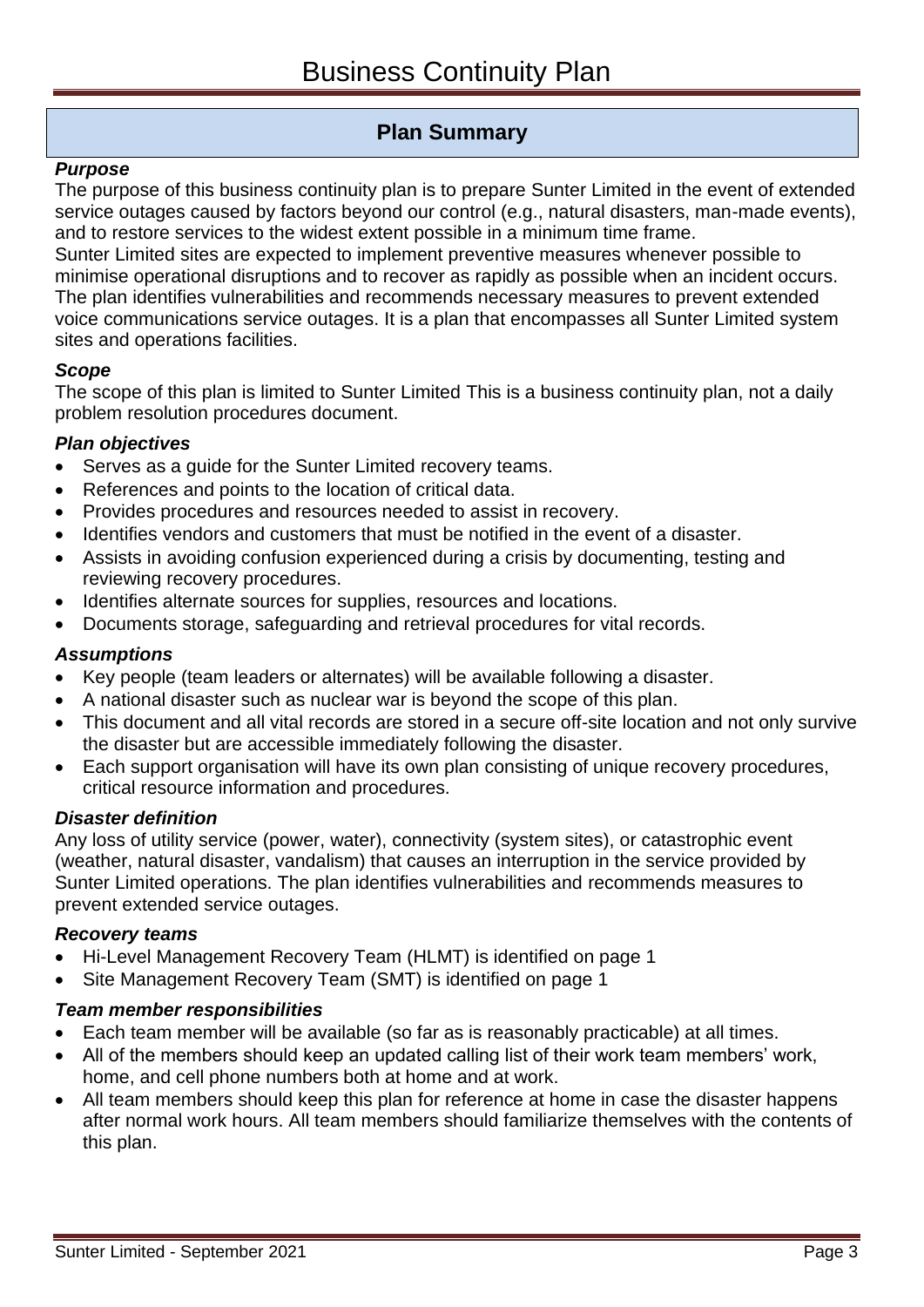# Business Continuity Plan

## Plan Summary

### *Purpose*

The purpose of this business continuity plan is to prepare Sunter Limited in the event of extended service outages caused by factors beyond our control (e.g., natural disasters, man-made events), and to restore services to the widest extent possible in a minimum time frame.
Sunter Limited sites are expected to implement preventive measures whenever possible to minimise operational disruptions and to recover as rapidly as possible when an incident occurs.
The plan identifies vulnerabilities and recommends necessary measures to prevent extended voice communications service outages. It is a plan that encompasses all Sunter Limited system sites and operations facilities.

### *Scope*

The scope of this plan is limited to Sunter Limited This is a business continuity plan, not a daily problem resolution procedures document.

### *Plan objectives*

- Serves as a guide for the Sunter Limited recovery teams.
- References and points to the location of critical data.
- Provides procedures and resources needed to assist in recovery.
- Identifies vendors and customers that must be notified in the event of a disaster.
- Assists in avoiding confusion experienced during a crisis by documenting, testing and reviewing recovery procedures.
- Identifies alternate sources for supplies, resources and locations.
- Documents storage, safeguarding and retrieval procedures for vital records.

### *Assumptions*

- Key people (team leaders or alternates) will be available following a disaster.
- A national disaster such as nuclear war is beyond the scope of this plan.
- This document and all vital records are stored in a secure off-site location and not only survive the disaster but are accessible immediately following the disaster.
- Each support organisation will have its own plan consisting of unique recovery procedures, critical resource information and procedures.

### *Disaster definition*

Any loss of utility service (power, water), connectivity (system sites), or catastrophic event (weather, natural disaster, vandalism) that causes an interruption in the service provided by Sunter Limited operations. The plan identifies vulnerabilities and recommends measures to prevent extended service outages.

### *Recovery teams*

- Hi-Level Management Recovery Team (HLMT) is identified on page 1
- Site Management Recovery Team (SMT) is identified on page 1

### *Team member responsibilities*

- Each team member will be available (so far as is reasonably practicable) at all times.
- All of the members should keep an updated calling list of their work team members' work, home, and cell phone numbers both at home and at work.
- All team members should keep this plan for reference at home in case the disaster happens after normal work hours. All team members should familiarize themselves with the contents of this plan.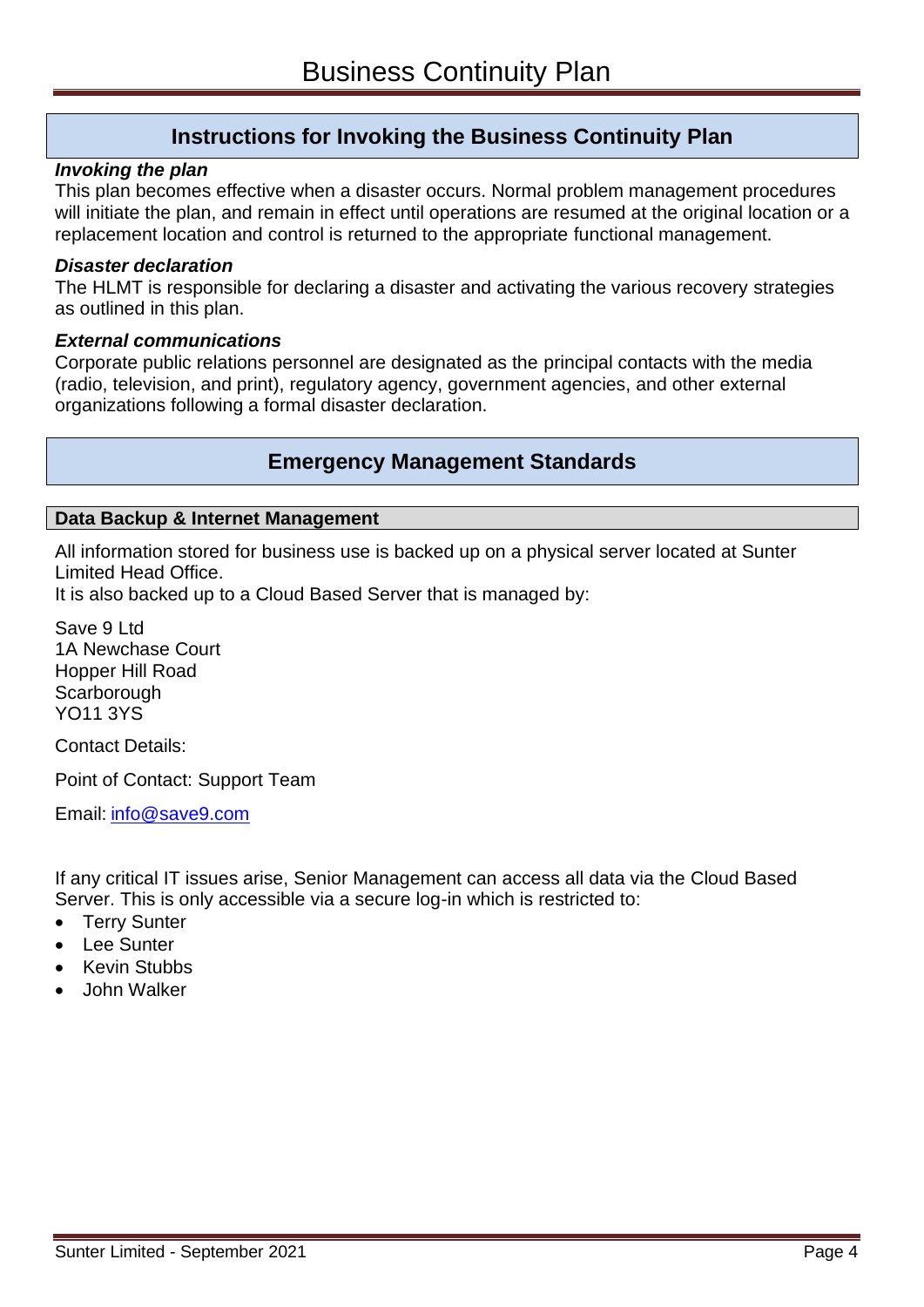## Instructions for Invoking the Business Continuity Plan

***Invoking the plan***

This plan becomes effective when a disaster occurs. Normal problem management procedures will initiate the plan, and remain in effect until operations are resumed at the original location or a replacement location and control is returned to the appropriate functional management.

***Disaster declaration***

The HLMT is responsible for declaring a disaster and activating the various recovery strategies as outlined in this plan.

***External communications***

Corporate public relations personnel are designated as the principal contacts with the media (radio, television, and print), regulatory agency, government agencies, and other external organizations following a formal disaster declaration.

## Emergency Management Standards

### Data Backup & Internet Management

All information stored for business use is backed up on a physical server located at Sunter Limited Head Office.
It is also backed up to a Cloud Based Server that is managed by:

Save 9 Ltd
1A Newchase Court
Hopper Hill Road
Scarborough
YO11 3YS

Contact Details:

Point of Contact: Support Team

Email: info@save9.com

If any critical IT issues arise, Senior Management can access all data via the Cloud Based Server. This is only accessible via a secure log-in which is restricted to:

- Terry Sunter
- Lee Sunter
- Kevin Stubbs
- John Walker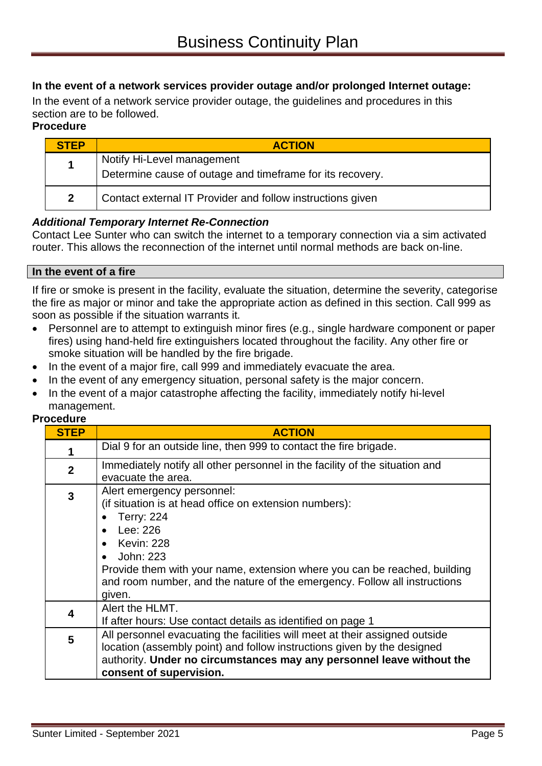### In the event of a network services provider outage and/or prolonged Internet outage:

In the event of a network service provider outage, the guidelines and procedures in this section are to be followed.

**Procedure**

| STEP | ACTION |
|---|---|
| **1** | Notify Hi-Level management<br>Determine cause of outage and timeframe for its recovery. |
| **2** | Contact external IT Provider and follow instructions given |

***Additional Temporary Internet Re-Connection***

Contact Lee Sunter who can switch the internet to a temporary connection via a sim activated router. This allows the reconnection of the internet until normal methods are back on-line.

### In the event of a fire

If fire or smoke is present in the facility, evaluate the situation, determine the severity, categorise the fire as major or minor and take the appropriate action as defined in this section. Call 999 as soon as possible if the situation warrants it.

- Personnel are to attempt to extinguish minor fires (e.g., single hardware component or paper fires) using hand-held fire extinguishers located throughout the facility. Any other fire or smoke situation will be handled by the fire brigade.
- In the event of a major fire, call 999 and immediately evacuate the area.
- In the event of any emergency situation, personal safety is the major concern.
- In the event of a major catastrophe affecting the facility, immediately notify hi-level management.

**Procedure**

| STEP | ACTION |
|---|---|
| **1** | Dial 9 for an outside line, then 999 to contact the fire brigade. |
| **2** | Immediately notify all other personnel in the facility of the situation and evacuate the area. |
| **3** | Alert emergency personnel:<br>(if situation is at head office on extension numbers):<br>• Terry: 224<br>• Lee: 226<br>• Kevin: 228<br>• John: 223<br>Provide them with your name, extension where you can be reached, building and room number, and the nature of the emergency. Follow all instructions given. |
| **4** | Alert the HLMT.<br>If after hours: Use contact details as identified on page 1 |
| **5** | All personnel evacuating the facilities will meet at their assigned outside location (assembly point) and follow instructions given by the designed authority. **Under no circumstances may any personnel leave without the consent of supervision.** |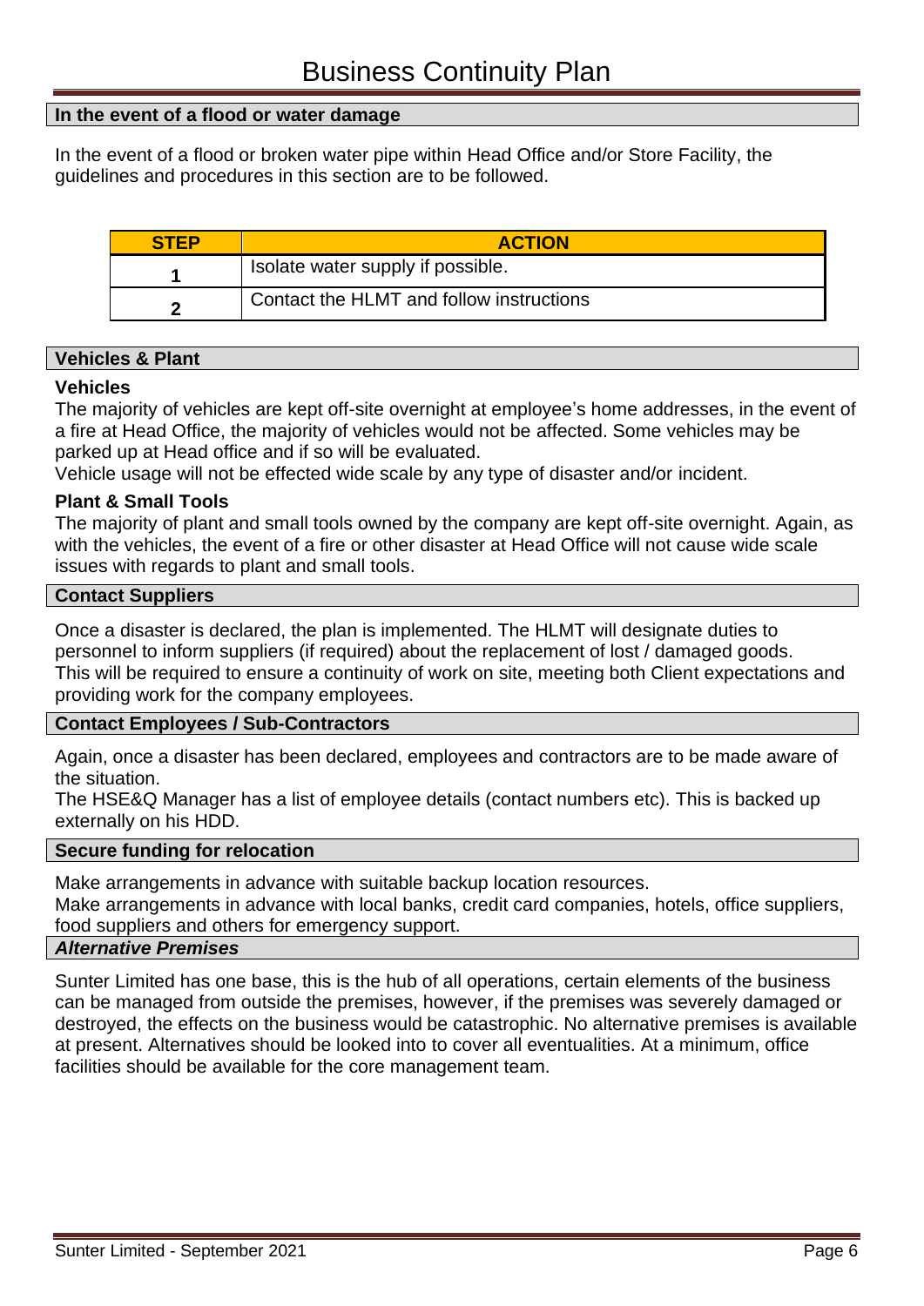## In the event of a flood or water damage

In the event of a flood or broken water pipe within Head Office and/or Store Facility, the guidelines and procedures in this section are to be followed.

| STEP | ACTION |
|---|---|
| 1 | Isolate water supply if possible. |
| 2 | Contact the HLMT and follow instructions |

## Vehicles & Plant

### Vehicles

The majority of vehicles are kept off-site overnight at employee's home addresses, in the event of a fire at Head Office, the majority of vehicles would not be affected. Some vehicles may be parked up at Head office and if so will be evaluated.

Vehicle usage will not be effected wide scale by any type of disaster and/or incident.

### Plant & Small Tools

The majority of plant and small tools owned by the company are kept off-site overnight. Again, as with the vehicles, the event of a fire or other disaster at Head Office will not cause wide scale issues with regards to plant and small tools.

## Contact Suppliers

Once a disaster is declared, the plan is implemented. The HLMT will designate duties to personnel to inform suppliers (if required) about the replacement of lost / damaged goods. This will be required to ensure a continuity of work on site, meeting both Client expectations and providing work for the company employees.

## Contact Employees / Sub-Contractors

Again, once a disaster has been declared, employees and contractors are to be made aware of the situation.

The HSE&Q Manager has a list of employee details (contact numbers etc). This is backed up externally on his HDD.

## Secure funding for relocation

Make arrangements in advance with suitable backup location resources.

Make arrangements in advance with local banks, credit card companies, hotels, office suppliers, food suppliers and others for emergency support.

## *Alternative Premises*

Sunter Limited has one base, this is the hub of all operations, certain elements of the business can be managed from outside the premises, however, if the premises was severely damaged or destroyed, the effects on the business would be catastrophic. No alternative premises is available at present. Alternatives should be looked into to cover all eventualities. At a minimum, office facilities should be available for the core management team.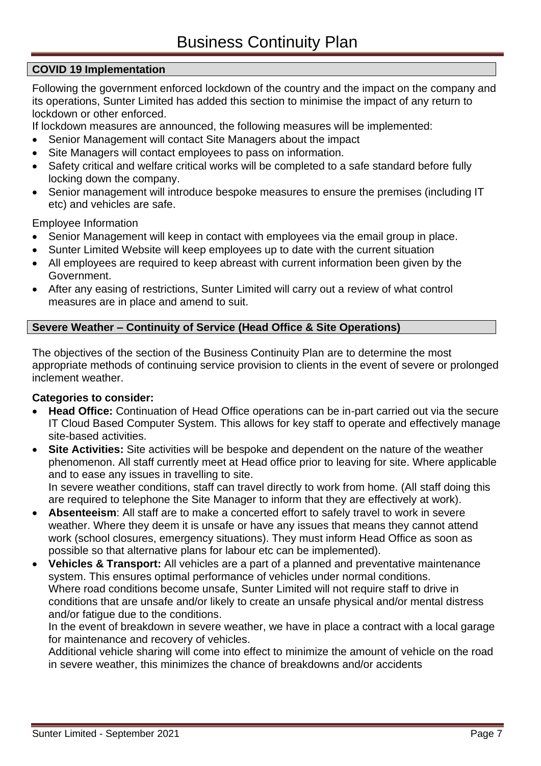## COVID 19 Implementation

Following the government enforced lockdown of the country and the impact on the company and its operations, Sunter Limited has added this section to minimise the impact of any return to lockdown or other enforced.

If lockdown measures are announced, the following measures will be implemented:

- Senior Management will contact Site Managers about the impact
- Site Managers will contact employees to pass on information.
- Safety critical and welfare critical works will be completed to a safe standard before fully locking down the company.
- Senior management will introduce bespoke measures to ensure the premises (including IT etc) and vehicles are safe.

Employee Information

- Senior Management will keep in contact with employees via the email group in place.
- Sunter Limited Website will keep employees up to date with the current situation
- All employees are required to keep abreast with current information been given by the Government.
- After any easing of restrictions, Sunter Limited will carry out a review of what control measures are in place and amend to suit.

## Severe Weather – Continuity of Service (Head Office & Site Operations)

The objectives of the section of the Business Continuity Plan are to determine the most appropriate methods of continuing service provision to clients in the event of severe or prolonged inclement weather.

**Categories to consider:**

- **Head Office:** Continuation of Head Office operations can be in-part carried out via the secure IT Cloud Based Computer System. This allows for key staff to operate and effectively manage site-based activities.
- **Site Activities:** Site activities will be bespoke and dependent on the nature of the weather phenomenon. All staff currently meet at Head office prior to leaving for site. Where applicable and to ease any issues in travelling to site.
  In severe weather conditions, staff can travel directly to work from home. (All staff doing this are required to telephone the Site Manager to inform that they are effectively at work).
- **Absenteeism**: All staff are to make a concerted effort to safely travel to work in severe weather. Where they deem it is unsafe or have any issues that means they cannot attend work (school closures, emergency situations). They must inform Head Office as soon as possible so that alternative plans for labour etc can be implemented).
- **Vehicles & Transport:** All vehicles are a part of a planned and preventative maintenance system. This ensures optimal performance of vehicles under normal conditions.
  Where road conditions become unsafe, Sunter Limited will not require staff to drive in conditions that are unsafe and/or likely to create an unsafe physical and/or mental distress and/or fatigue due to the conditions.
  In the event of breakdown in severe weather, we have in place a contract with a local garage for maintenance and recovery of vehicles.
  Additional vehicle sharing will come into effect to minimize the amount of vehicle on the road in severe weather, this minimizes the chance of breakdowns and/or accidents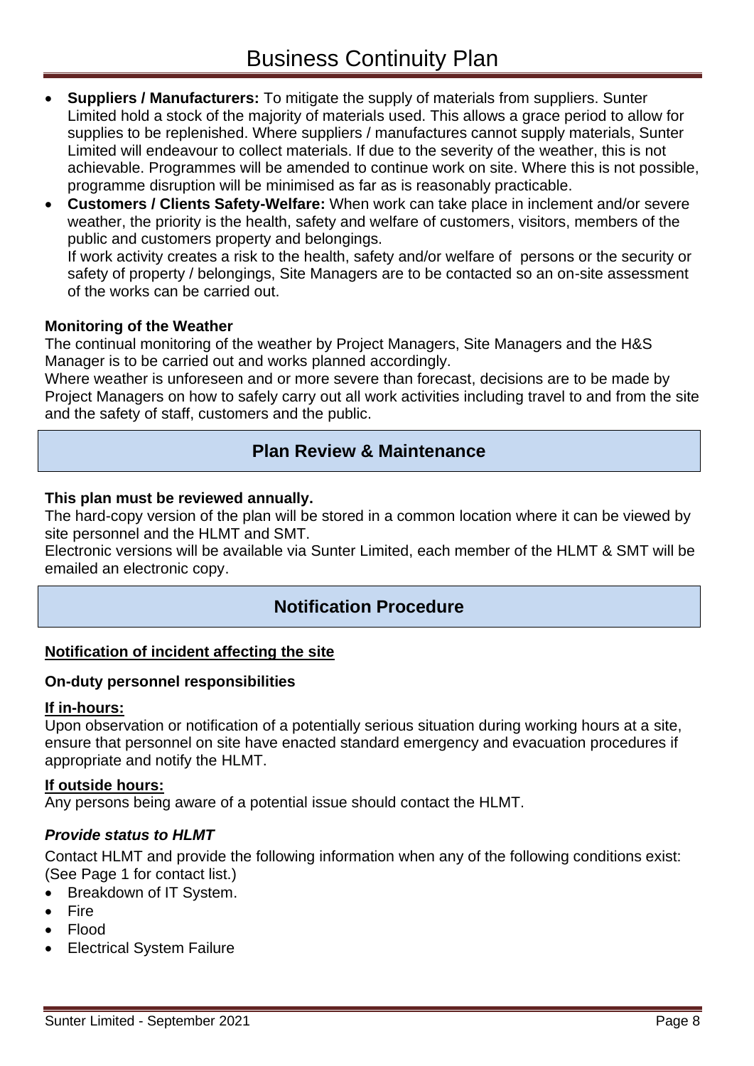- **Suppliers / Manufacturers:** To mitigate the supply of materials from suppliers. Sunter Limited hold a stock of the majority of materials used. This allows a grace period to allow for supplies to be replenished. Where suppliers / manufactures cannot supply materials, Sunter Limited will endeavour to collect materials. If due to the severity of the weather, this is not achievable. Programmes will be amended to continue work on site. Where this is not possible, programme disruption will be minimised as far as is reasonably practicable.
- **Customers / Clients Safety-Welfare:** When work can take place in inclement and/or severe weather, the priority is the health, safety and welfare of customers, visitors, members of the public and customers property and belongings.
  If work activity creates a risk to the health, safety and/or welfare of persons or the security or safety of property / belongings, Site Managers are to be contacted so an on-site assessment of the works can be carried out.

**Monitoring of the Weather**

The continual monitoring of the weather by Project Managers, Site Managers and the H&S Manager is to be carried out and works planned accordingly.
Where weather is unforeseen and or more severe than forecast, decisions are to be made by Project Managers on how to safely carry out all work activities including travel to and from the site and the safety of staff, customers and the public.

## Plan Review & Maintenance

**This plan must be reviewed annually.**

The hard-copy version of the plan will be stored in a common location where it can be viewed by site personnel and the HLMT and SMT.
Electronic versions will be available via Sunter Limited, each member of the HLMT & SMT will be emailed an electronic copy.

## Notification Procedure

**Notification of incident affecting the site**

**On-duty personnel responsibilities**

**If in-hours:**

Upon observation or notification of a potentially serious situation during working hours at a site, ensure that personnel on site have enacted standard emergency and evacuation procedures if appropriate and notify the HLMT.

**If outside hours:**

Any persons being aware of a potential issue should contact the HLMT.

***Provide status to HLMT***

Contact HLMT and provide the following information when any of the following conditions exist: (See Page 1 for contact list.)

- Breakdown of IT System.
- Fire
- Flood
- Electrical System Failure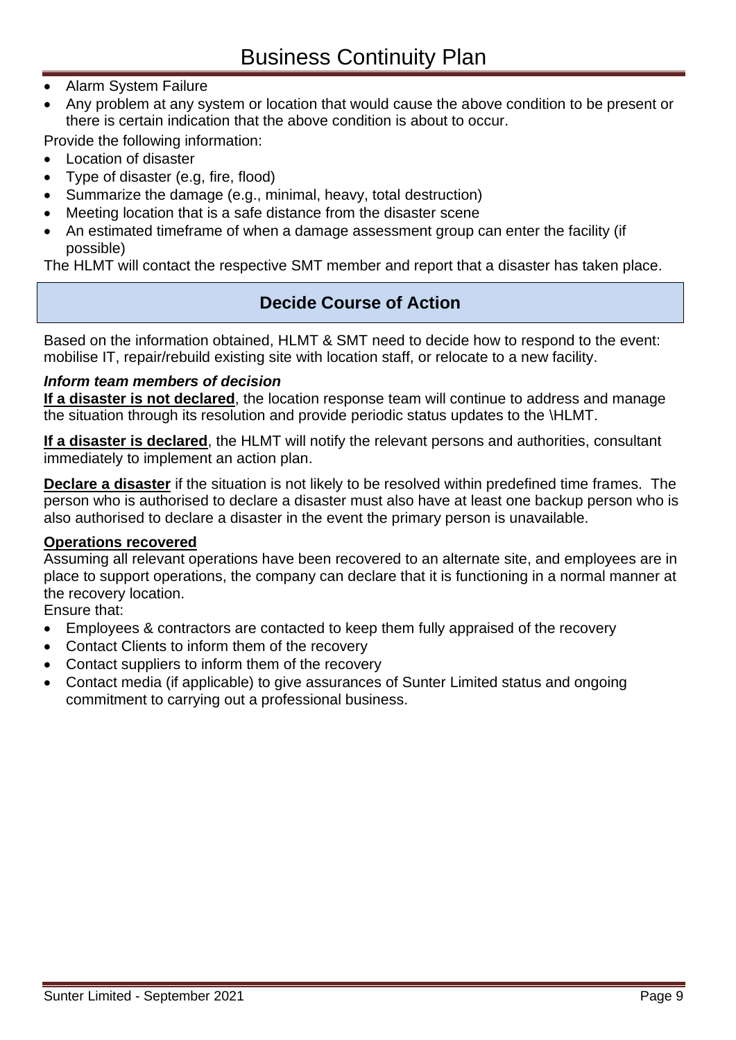- Alarm System Failure
- Any problem at any system or location that would cause the above condition to be present or there is certain indication that the above condition is about to occur.

Provide the following information:

- Location of disaster
- Type of disaster (e.g, fire, flood)
- Summarize the damage (e.g., minimal, heavy, total destruction)
- Meeting location that is a safe distance from the disaster scene
- An estimated timeframe of when a damage assessment group can enter the facility (if possible)

The HLMT will contact the respective SMT member and report that a disaster has taken place.

## Decide Course of Action

Based on the information obtained, HLMT & SMT need to decide how to respond to the event: mobilise IT, repair/rebuild existing site with location staff, or relocate to a new facility.

***Inform team members of decision***

**If a disaster is not declared**, the location response team will continue to address and manage the situation through its resolution and provide periodic status updates to the \HLMT.

**If a disaster is declared**, the HLMT will notify the relevant persons and authorities, consultant immediately to implement an action plan.

**Declare a disaster** if the situation is not likely to be resolved within predefined time frames. The person who is authorised to declare a disaster must also have at least one backup person who is also authorised to declare a disaster in the event the primary person is unavailable.

**Operations recovered**

Assuming all relevant operations have been recovered to an alternate site, and employees are in place to support operations, the company can declare that it is functioning in a normal manner at the recovery location.

Ensure that:

- Employees & contractors are contacted to keep them fully appraised of the recovery
- Contact Clients to inform them of the recovery
- Contact suppliers to inform them of the recovery
- Contact media (if applicable) to give assurances of Sunter Limited status and ongoing commitment to carrying out a professional business.